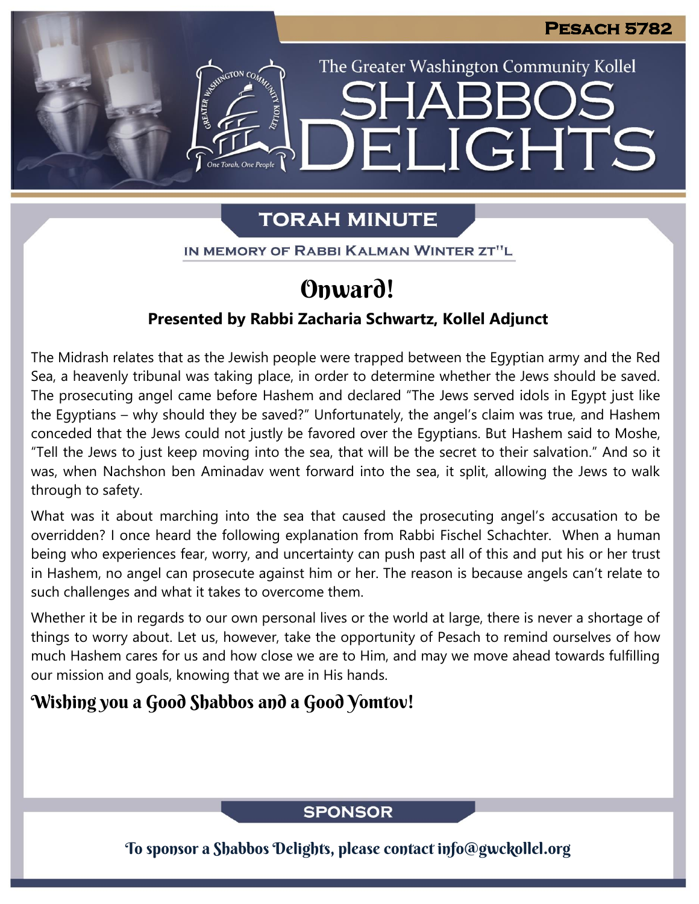# Pesach 5782

The Greater Washington Community Kollel

# Shabbos Delights

## Torah Minute

IN MEMORY OF RABBI KALMAN WINTER ZT"L

### Onward!

**Presented by Rabbi Zacharia Schwartz, Kollel Adjunct**

The Midrash relates that as the Jewish people were trapped between the Egyptian army and the Red Sea, a heavenly tribunal was taking place, in order to determine whether the Jews should be saved. The prosecuting angel came before Hashem and declared "The Jews served idols in Egypt just like the Egyptians – why should they be saved?" Unfortunately, the angel's claim was true, and Hashem conceded that the Jews could not justly be favored over the Egyptians. But Hashem said to Moshe, "Tell the Jews to just keep moving into the sea, that will be the secret to their salvation." And so it was, when Nachshon ben Aminadav went forward into the sea, it split, allowing the Jews to walk through to safety.

What was it about marching into the sea that caused the prosecuting angel's accusation to be overridden? I once heard the following explanation from Rabbi Fischel Schachter. When a human being who experiences fear, worry, and uncertainty can push past all of this and put his or her trust in Hashem, no angel can prosecute against him or her. The reason is because angels can't relate to such challenges and what it takes to overcome them.

Whether it be in regards to our own personal lives or the world at large, there is never a shortage of things to worry about. Let us, however, take the opportunity of Pesach to remind ourselves of how much Hashem cares for us and how close we are to Him, and may we move ahead towards fulfilling our mission and goals, knowing that we are in His hands.

**Wishing you a Good Shabbos and a Good Yomtov!**

## Sponsor

To sponsor a Shabbos Delights, please contact info@gwckollel.org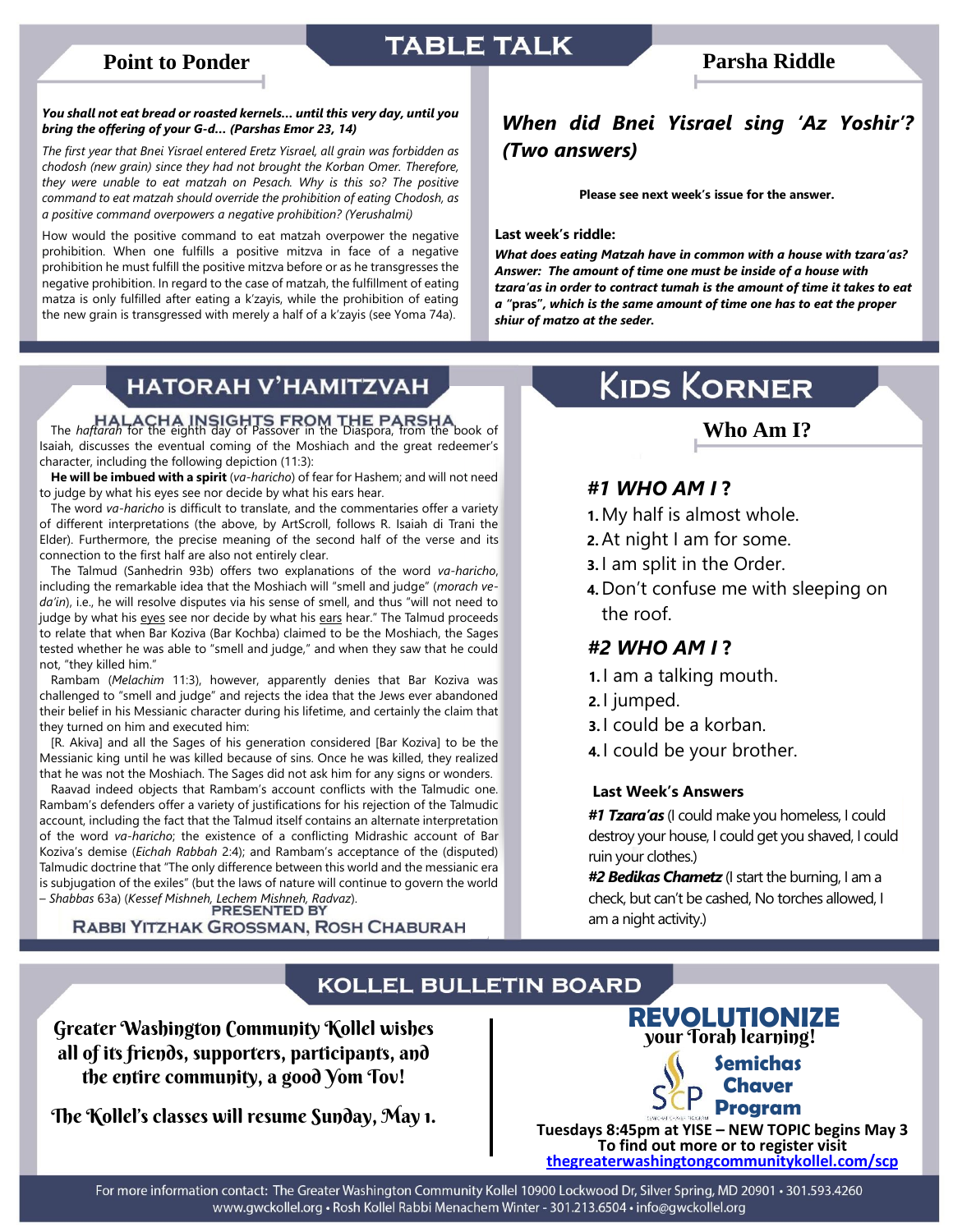# TABLE TALK

## Point to Ponder

***You shall not eat bread or roasted kernels... until this very day, until you bring the offering of your G-d... (Parshas Emor 23, 14)***

*The first year that Bnei Yisrael entered Eretz Yisrael, all grain was forbidden as chodosh (new grain) since they had not brought the Korban Omer. Therefore, they were unable to eat matzah on Pesach. Why is this so? The positive command to eat matzah should override the prohibition of eating Chodosh, as a positive command overpowers a negative prohibition? (Yerushalmi)*

How would the positive command to eat matzah overpower the negative prohibition. When one fulfills a positive mitzva in face of a negative prohibition he must fulfill the positive mitzva before or as he transgresses the negative prohibition. In regard to the case of matzah, the fulfillment of eating matza is only fulfilled after eating a k'zayis, while the prohibition of eating the new grain is transgressed with merely a half of a k'zayis (see Yoma 74a).

## Parsha Riddle

***When did Bnei Yisrael sing 'Az Yoshir'? (Two answers)***

**Please see next week's issue for the answer.**

**Last week's riddle:**

***What does eating Matzah have in common with a house with tzara'as?***
***Answer: The amount of time one must be inside of a house with tzara'as in order to contract tumah is the amount of time it takes to eat a "pras", which is the same amount of time one has to eat the proper shiur of matzo at the seder.***

# HATORAH V'HAMITZVAH

## HALACHA INSIGHTS FROM THE PARSHA

The *haftarah* for the eighth day of Passover in the Diaspora, from the book of Isaiah, discusses the eventual coming of the Moshiach and the great redeemer's character, including the following depiction (11:3):

**He will be imbued with a spirit** (*va-haricho*) of fear for Hashem; and will not need to judge by what his eyes see nor decide by what his ears hear.

The word *va-haricho* is difficult to translate, and the commentaries offer a variety of different interpretations (the above, by ArtScroll, follows R. Isaiah di Trani the Elder). Furthermore, the precise meaning of the second half of the verse and its connection to the first half are also not entirely clear.

The Talmud (Sanhedrin 93b) offers two explanations of the word *va-haricho*, including the remarkable idea that the Moshiach will "smell and judge" (*morach ve-da'in*), i.e., he will resolve disputes via his sense of smell, and thus "will not need to judge by what his eyes see nor decide by what his ears hear." The Talmud proceeds to relate that when Bar Koziva (Bar Kochba) claimed to be the Moshiach, the Sages tested whether he was able to "smell and judge," and when they saw that he could not, "they killed him."

Rambam (*Melachim* 11:3), however, apparently denies that Bar Koziva was challenged to "smell and judge" and rejects the idea that the Jews ever abandoned their belief in his Messianic character during his lifetime, and certainly the claim that they turned on him and executed him:

[R. Akiva] and all the Sages of his generation considered [Bar Koziva] to be the Messianic king until he was killed because of sins. Once he was killed, they realized that he was not the Moshiach. The Sages did not ask him for any signs or wonders.

Raavad indeed objects that Rambam's account conflicts with the Talmudic one. Rambam's defenders offer a variety of justifications for his rejection of the Talmudic account, including the fact that the Talmud itself contains an alternate interpretation of the word *va-haricho*; the existence of a conflicting Midrashic account of Bar Koziva's demise (*Eichah Rabbah* 2:4); and Rambam's acceptance of the (disputed) Talmudic doctrine that "The only difference between this world and the messianic era is subjugation of the exiles" (but the laws of nature will continue to govern the world – *Shabbas* 63a) (*Kessef Mishneh, Lechem Mishneh, Radvaz*).

PRESENTED BY
RABBI YITZHAK GROSSMAN, ROSH CHABURAH

# KIDS KORNER

## Who Am I?

### #1 WHO AM I ?

1. My half is almost whole.
2. At night I am for some.
3. I am split in the Order.
4. Don't confuse me with sleeping on the roof.

### #2 WHO AM I ?

1. I am a talking mouth.
2. I jumped.
3. I could be a korban.
4. I could be your brother.

**Last Week's Answers**

***#1 Tzara'as*** (I could make you homeless, I could destroy your house, I could get you shaved, I could ruin your clothes.)

***#2 Bedikas Chametz*** (I start the burning, I am a check, but can't be cashed, No torches allowed, I am a night activity.)

# KOLLEL BULLETIN BOARD

Greater Washington Community Kollel wishes all of its friends, supporters, participants, and the entire community, a good Yom Tov!

The Kollel's classes will resume Sunday, May 1.

**REVOLUTIONIZE** your Torah learning!

Semichas Chaver Program

**Tuesdays 8:45pm at YISE – NEW TOPIC begins May 3**
**To find out more or to register visit**
thegreaterwashingtoncommunitykollel.com/scp

For more information contact: The Greater Washington Community Kollel 10900 Lockwood Dr, Silver Spring, MD 20901 • 301.593.4260
www.gwckollel.org • Rosh Kollel Rabbi Menachem Winter - 301.213.6504 • info@gwckollel.org